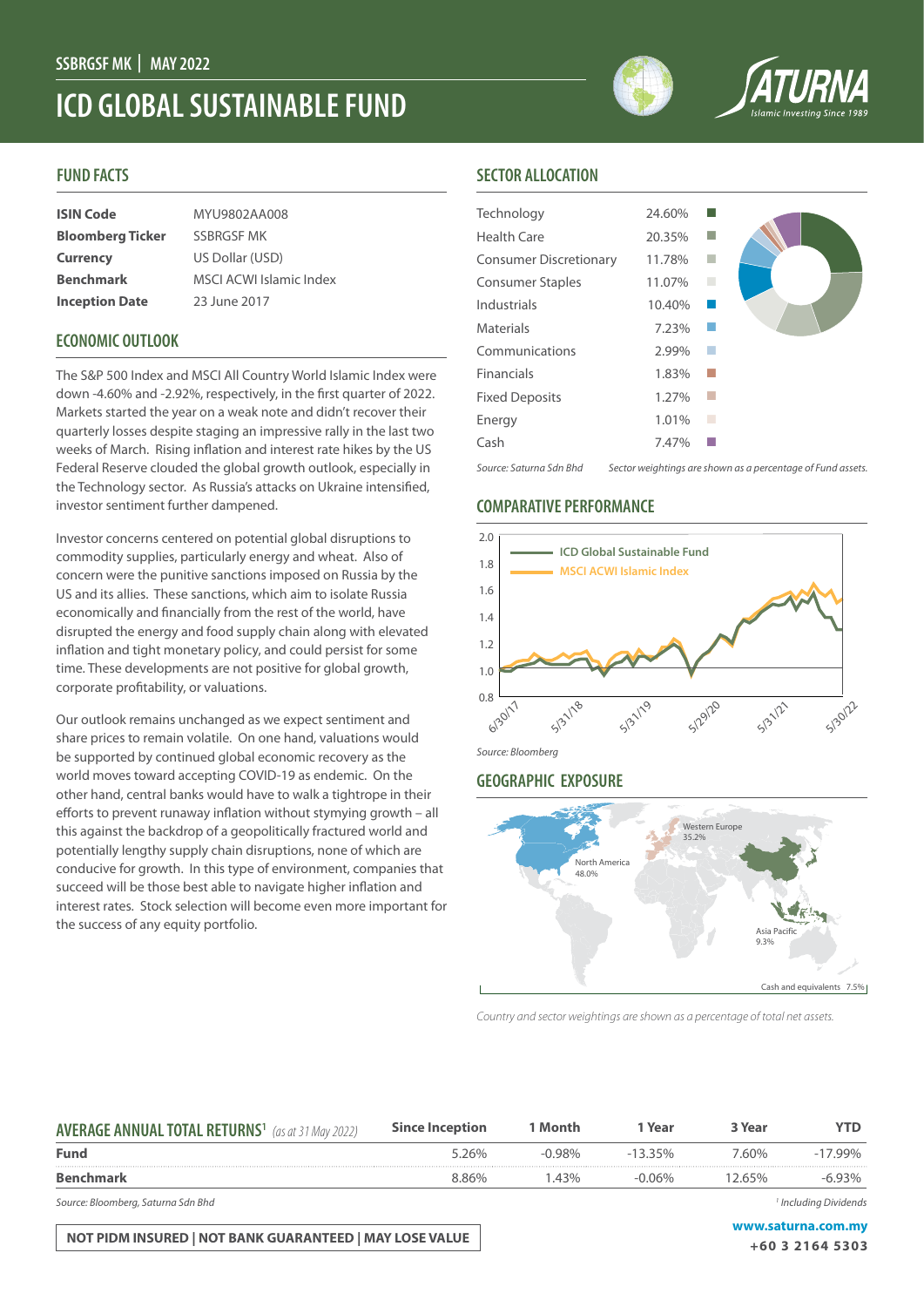SSBRGSF MK | MAY 2022

# ICD GLOBAL SUSTAINABLE FUND

SATURNA
Islamic Investing Since 1989

## FUND FACTS

| | |
|---|---|
| **ISIN Code** | MYU9802AA008 |
| **Bloomberg Ticker** | SSBRGSF MK |
| **Currency** | US Dollar (USD) |
| **Benchmark** | MSCI ACWI Islamic Index |
| **Inception Date** | 23 June 2017 |

## ECONOMIC OUTLOOK

The S&P 500 Index and MSCI All Country World Islamic Index were down -4.60% and -2.92%, respectively, in the first quarter of 2022. Markets started the year on a weak note and didn't recover their quarterly losses despite staging an impressive rally in the last two weeks of March. Rising inflation and interest rate hikes by the US Federal Reserve clouded the global growth outlook, especially in the Technology sector. As Russia's attacks on Ukraine intensified, investor sentiment further dampened.

Investor concerns centered on potential global disruptions to commodity supplies, particularly energy and wheat. Also of concern were the punitive sanctions imposed on Russia by the US and its allies. These sanctions, which aim to isolate Russia economically and financially from the rest of the world, have disrupted the energy and food supply chain along with elevated inflation and tight monetary policy, and could persist for some time. These developments are not positive for global growth, corporate profitability, or valuations.

Our outlook remains unchanged as we expect sentiment and share prices to remain volatile. On one hand, valuations would be supported by continued global economic recovery as the world moves toward accepting COVID-19 as endemic. On the other hand, central banks would have to walk a tightrope in their efforts to prevent runaway inflation without stymying growth – all this against the backdrop of a geopolitically fractured world and potentially lengthy supply chain disruptions, none of which are conducive for growth. In this type of environment, companies that succeed will be those best able to navigate higher inflation and interest rates. Stock selection will become even more important for the success of any equity portfolio.

## SECTOR ALLOCATION

| Sector | Weight |
|---|---|
| Technology | 24.60% |
| Health Care | 20.35% |
| Consumer Discretionary | 11.78% |
| Consumer Staples | 11.07% |
| Industrials | 10.40% |
| Materials | 7.23% |
| Communications | 2.99% |
| Financials | 1.83% |
| Fixed Deposits | 1.27% |
| Energy | 1.01% |
| Cash | 7.47% |

*Source: Saturna Sdn Bhd* *Sector weightings are shown as a percentage of Fund assets.*

## COMPARATIVE PERFORMANCE

ICD Global Sustainable Fund
MSCI ACWI Islamic Index

6/30/17, 5/31/18, 5/31/19, 5/29/20, 5/31/21, 5/30/22

*Source: Bloomberg*

## GEOGRAPHIC EXPOSURE

North America 48.0%
Western Europe 35.2%
Asia Pacific 9.3%
Cash and equivalents 7.5%

*Country and sector weightings are shown as a percentage of total net assets.*

## AVERAGE ANNUAL TOTAL RETURNS[1] *(as at 31 May 2022)*

| | Since Inception | 1 Month | 1 Year | 3 Year | YTD |
|---|---|---|---|---|---|
| **Fund** | 5.26% | -0.98% | -13.35% | 7.60% | -17.99% |
| **Benchmark** | 8.86% | 1.43% | -0.06% | 12.65% | -6.93% |

*Source: Bloomberg, Saturna Sdn Bhd*

*[1] Including Dividends*

**NOT PIDM INSURED | NOT BANK GUARANTEED | MAY LOSE VALUE**

**www.saturna.com.my**
**+60 3 2164 5303**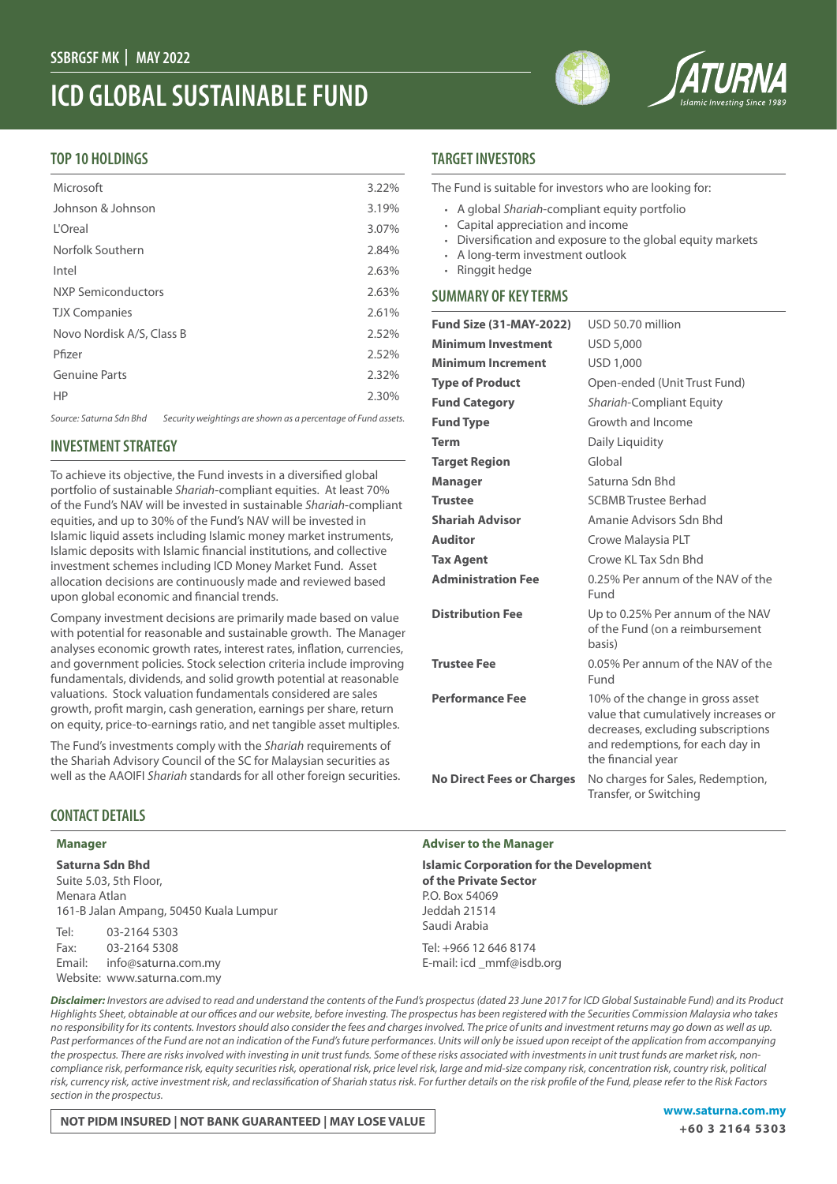SSBRGSF MK | MAY 2022

# ICD GLOBAL SUSTAINABLE FUND

## TOP 10 HOLDINGS

| | |
|---|---|
| Microsoft | 3.22% |
| Johnson & Johnson | 3.19% |
| L'Oreal | 3.07% |
| Norfolk Southern | 2.84% |
| Intel | 2.63% |
| NXP Semiconductors | 2.63% |
| TJX Companies | 2.61% |
| Novo Nordisk A/S, Class B | 2.52% |
| Pfizer | 2.52% |
| Genuine Parts | 2.32% |
| HP | 2.30% |

*Source: Saturna Sdn Bhd* *Security weightings are shown as a percentage of Fund assets.*

## INVESTMENT STRATEGY

To achieve its objective, the Fund invests in a diversified global portfolio of sustainable *Shariah*-compliant equities. At least 70% of the Fund's NAV will be invested in sustainable *Shariah*-compliant equities, and up to 30% of the Fund's NAV will be invested in Islamic liquid assets including Islamic money market instruments, Islamic deposits with Islamic financial institutions, and collective investment schemes including ICD Money Market Fund. Asset allocation decisions are continuously made and reviewed based upon global economic and financial trends.

Company investment decisions are primarily made based on value with potential for reasonable and sustainable growth. The Manager analyses economic growth rates, interest rates, inflation, currencies, and government policies. Stock selection criteria include improving fundamentals, dividends, and solid growth potential at reasonable valuations. Stock valuation fundamentals considered are sales growth, profit margin, cash generation, earnings per share, return on equity, price-to-earnings ratio, and net tangible asset multiples.

The Fund's investments comply with the *Shariah* requirements of the Shariah Advisory Council of the SC for Malaysian securities as well as the AAOIFI *Shariah* standards for all other foreign securities.

## TARGET INVESTORS

The Fund is suitable for investors who are looking for:

- A global *Shariah*-compliant equity portfolio
- Capital appreciation and income
- Diversification and exposure to the global equity markets
- A long-term investment outlook
- Ringgit hedge

## SUMMARY OF KEY TERMS

| | |
|---|---|
| **Fund Size (31-MAY-2022)** | USD 50.70 million |
| **Minimum Investment** | USD 5,000 |
| **Minimum Increment** | USD 1,000 |
| **Type of Product** | Open-ended (Unit Trust Fund) |
| **Fund Category** | *Shariah*-Compliant Equity |
| **Fund Type** | Growth and Income |
| **Term** | Daily Liquidity |
| **Target Region** | Global |
| **Manager** | Saturna Sdn Bhd |
| **Trustee** | SCBMB Trustee Berhad |
| **Shariah Advisor** | Amanie Advisors Sdn Bhd |
| **Auditor** | Crowe Malaysia PLT |
| **Tax Agent** | Crowe KL Tax Sdn Bhd |
| **Administration Fee** | 0.25% Per annum of the NAV of the Fund |
| **Distribution Fee** | Up to 0.25% Per annum of the NAV of the Fund (on a reimbursement basis) |
| **Trustee Fee** | 0.05% Per annum of the NAV of the Fund |
| **Performance Fee** | 10% of the change in gross asset value that cumulatively increases or decreases, excluding subscriptions and redemptions, for each day in the financial year |
| **No Direct Fees or Charges** | No charges for Sales, Redemption, Transfer, or Switching |

## CONTACT DETAILS

### Manager

**Saturna Sdn Bhd**
Suite 5.03, 5th Floor,
Menara Atlan
161-B Jalan Ampang, 50450 Kuala Lumpur

Tel: 03-2164 5303
Fax: 03-2164 5308
Email: info@saturna.com.my
Website: www.saturna.com.my

### Adviser to the Manager

**Islamic Corporation for the Development of the Private Sector**
P.O. Box 54069
Jeddah 21514
Saudi Arabia

Tel: +966 12 646 8174
E-mail: icd _mmf@isdb.org

***Disclaimer:*** *Investors are advised to read and understand the contents of the Fund's prospectus (dated 23 June 2017 for ICD Global Sustainable Fund) and its Product Highlights Sheet, obtainable at our offices and our website, before investing. The prospectus has been registered with the Securities Commission Malaysia who takes no responsibility for its contents. Investors should also consider the fees and charges involved. The price of units and investment returns may go down as well as up. Past performances of the Fund are not an indication of the Fund's future performances. Units will only be issued upon receipt of the application from accompanying the prospectus. There are risks involved with investing in unit trust funds. Some of these risks associated with investments in unit trust funds are market risk, non-compliance risk, performance risk, equity securities risk, operational risk, price level risk, large and mid-size company risk, concentration risk, country risk, political risk, currency risk, active investment risk, and reclassification of Shariah status risk. For further details on the risk profile of the Fund, please refer to the Risk Factors section in the prospectus.*

**NOT PIDM INSURED | NOT BANK GUARANTEED | MAY LOSE VALUE**

**www.saturna.com.my**
**+60 3 2164 5303**